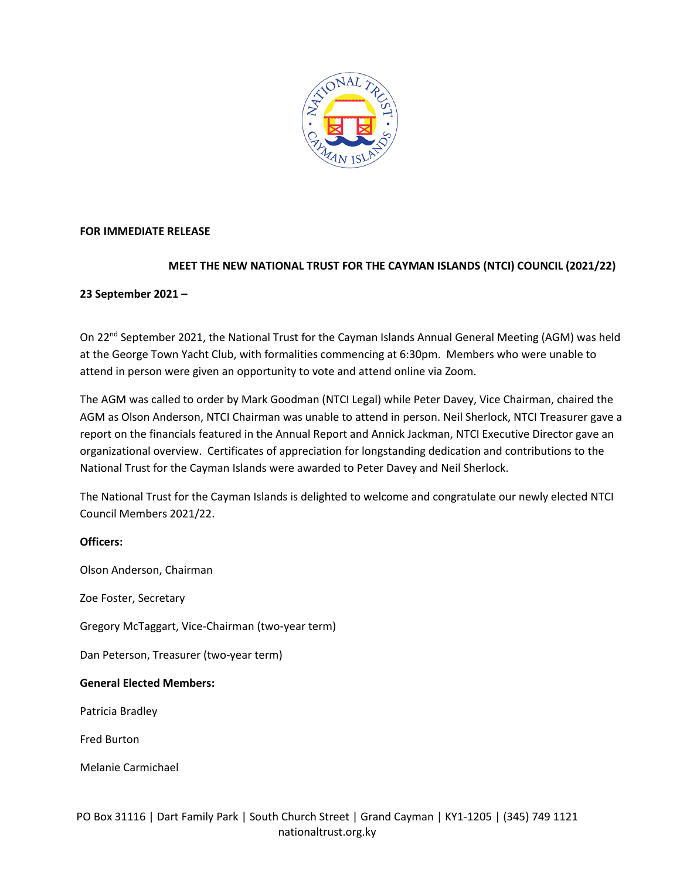**FOR IMMEDIATE RELEASE**

## MEET THE NEW NATIONAL TRUST FOR THE CAYMAN ISLANDS (NTCI) COUNCIL (2021/22)

**23 September 2021 –**

On 22nd September 2021, the National Trust for the Cayman Islands Annual General Meeting (AGM) was held at the George Town Yacht Club, with formalities commencing at 6:30pm. Members who were unable to attend in person were given an opportunity to vote and attend online via Zoom.

The AGM was called to order by Mark Goodman (NTCI Legal) while Peter Davey, Vice Chairman, chaired the AGM as Olson Anderson, NTCI Chairman was unable to attend in person. Neil Sherlock, NTCI Treasurer gave a report on the financials featured in the Annual Report and Annick Jackman, NTCI Executive Director gave an organizational overview. Certificates of appreciation for longstanding dedication and contributions to the National Trust for the Cayman Islands were awarded to Peter Davey and Neil Sherlock.

The National Trust for the Cayman Islands is delighted to welcome and congratulate our newly elected NTCI Council Members 2021/22.

**Officers:**

Olson Anderson, Chairman

Zoe Foster, Secretary

Gregory McTaggart, Vice-Chairman (two-year term)

Dan Peterson, Treasurer (two-year term)

**General Elected Members:**

Patricia Bradley

Fred Burton

Melanie Carmichael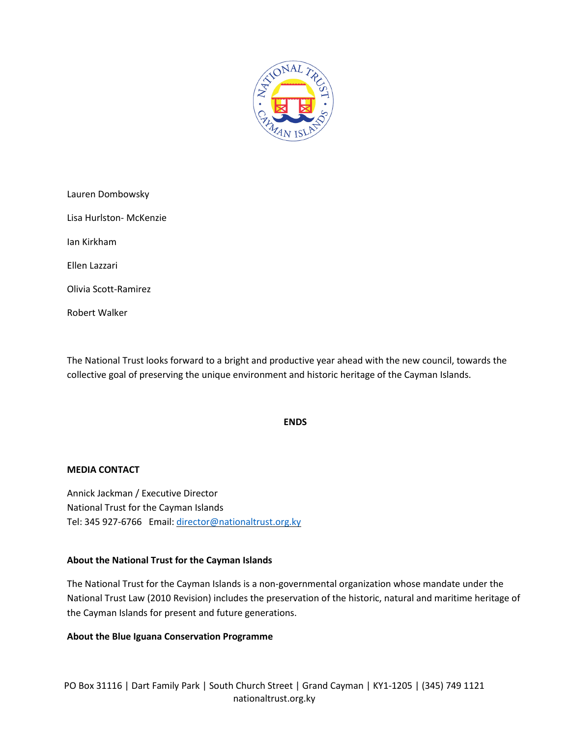Lauren Dombowsky

Lisa Hurlston- McKenzie

Ian Kirkham

Ellen Lazzari

Olivia Scott-Ramirez

Robert Walker

The National Trust looks forward to a bright and productive year ahead with the new council, towards the collective goal of preserving the unique environment and historic heritage of the Cayman Islands.

**ENDS**

**MEDIA CONTACT**

Annick Jackman / Executive Director
National Trust for the Cayman Islands
Tel: 345 927-6766 Email: director@nationaltrust.org.ky

**About the National Trust for the Cayman Islands**

The National Trust for the Cayman Islands is a non-governmental organization whose mandate under the National Trust Law (2010 Revision) includes the preservation of the historic, natural and maritime heritage of the Cayman Islands for present and future generations.

**About the Blue Iguana Conservation Programme**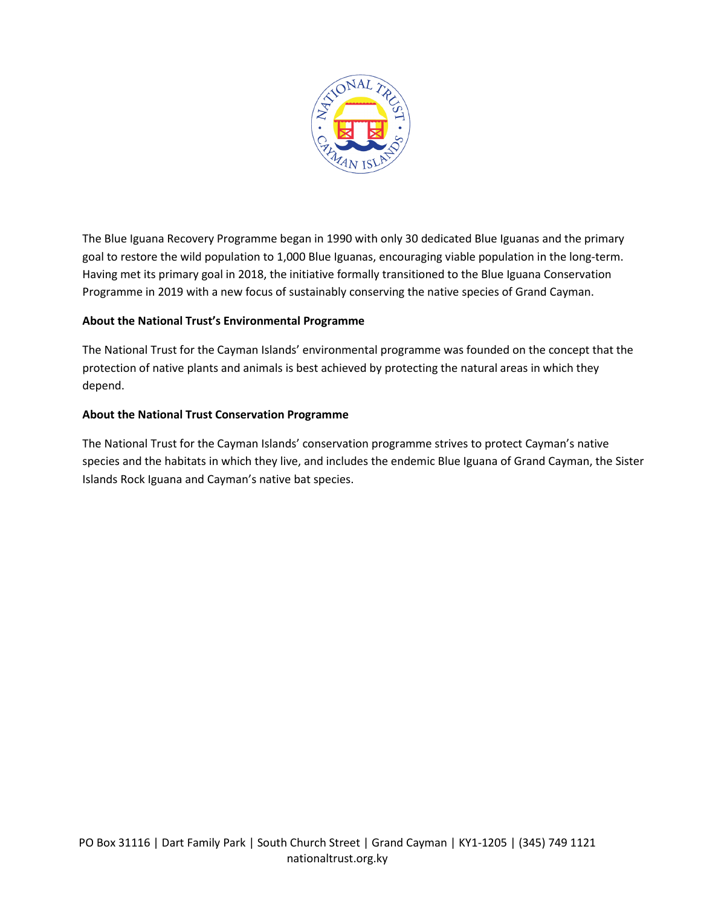The Blue Iguana Recovery Programme began in 1990 with only 30 dedicated Blue Iguanas and the primary goal to restore the wild population to 1,000 Blue Iguanas, encouraging viable population in the long-term. Having met its primary goal in 2018, the initiative formally transitioned to the Blue Iguana Conservation Programme in 2019 with a new focus of sustainably conserving the native species of Grand Cayman.

**About the National Trust's Environmental Programme**

The National Trust for the Cayman Islands' environmental programme was founded on the concept that the protection of native plants and animals is best achieved by protecting the natural areas in which they depend.

**About the National Trust Conservation Programme**

The National Trust for the Cayman Islands' conservation programme strives to protect Cayman's native species and the habitats in which they live, and includes the endemic Blue Iguana of Grand Cayman, the Sister Islands Rock Iguana and Cayman's native bat species.